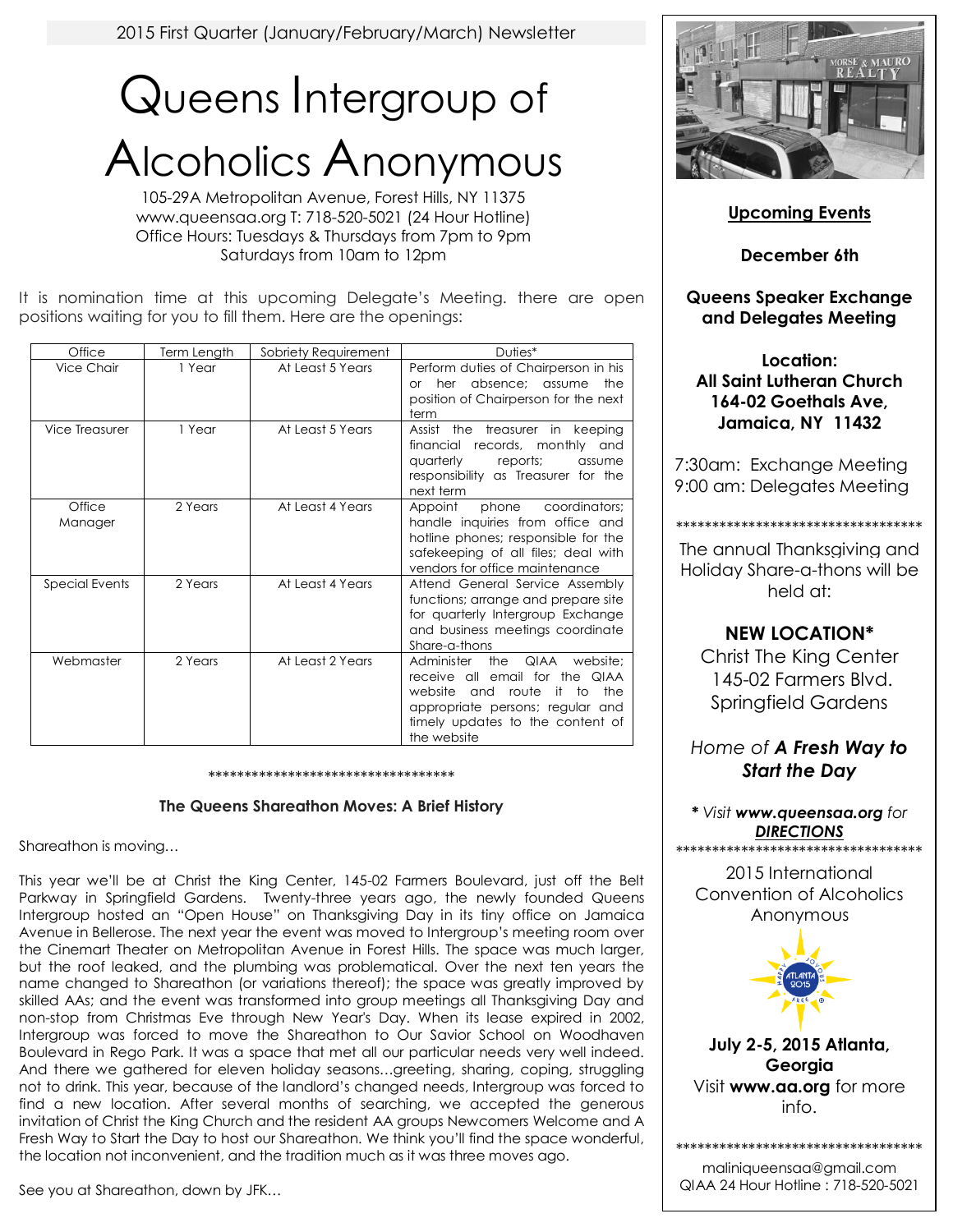2015 First Quarter (January/February/March) Newsletter

# Queens Intergroup of Alcoholics Anonymous

105-29A Metropolitan Avenue, Forest Hills, NY 11375
www.queensaa.org T: 718-520-5021 (24 Hour Hotline)
Office Hours: Tuesdays & Thursdays from 7pm to 9pm
Saturdays from 10am to 12pm

It is nomination time at this upcoming Delegate's Meeting. there are open positions waiting for you to fill them. Here are the openings:

| Office | Term Length | Sobriety Requirement | Duties* |
|---|---|---|---|
| Vice Chair | 1 Year | At Least 5 Years | Perform duties of Chairperson in his or her absence; assume the position of Chairperson for the next term |
| Vice Treasurer | 1 Year | At Least 5 Years | Assist the treasurer in keeping financial records, monthly and quarterly reports; assume responsibility as Treasurer for the next term |
| Office Manager | 2 Years | At Least 4 Years | Appoint phone coordinators; handle inquiries from office and hotline phones; responsible for the safekeeping of all files; deal with vendors for office maintenance |
| Special Events | 2 Years | At Least 4 Years | Attend General Service Assembly functions; arrange and prepare site for quarterly Intergroup Exchange and business meetings coordinate Share-a-thons |
| Webmaster | 2 Years | At Least 2 Years | Administer the QIAA website; receive all email for the QIAA website and route it to the appropriate persons; regular and timely updates to the content of the website |

***********************************

### The Queens Shareathon Moves: A Brief History

Shareathon is moving…

This year we'll be at Christ the King Center, 145-02 Farmers Boulevard, just off the Belt Parkway in Springfield Gardens. Twenty-three years ago, the newly founded Queens Intergroup hosted an "Open House" on Thanksgiving Day in its tiny office on Jamaica Avenue in Bellerose. The next year the event was moved to Intergroup's meeting room over the Cinemart Theater on Metropolitan Avenue in Forest Hills. The space was much larger, but the roof leaked, and the plumbing was problematical. Over the next ten years the name changed to Shareathon (or variations thereof); the space was greatly improved by skilled AAs; and the event was transformed into group meetings all Thanksgiving Day and non-stop from Christmas Eve through New Year's Day. When its lease expired in 2002, Intergroup was forced to move the Shareathon to Our Savior School on Woodhaven Boulevard in Rego Park. It was a space that met all our particular needs very well indeed. And there we gathered for eleven holiday seasons…greeting, sharing, coping, struggling not to drink. This year, because of the landlord's changed needs, Intergroup was forced to find a new location. After several months of searching, we accepted the generous invitation of Christ the King Church and the resident AA groups Newcomers Welcome and A Fresh Way to Start the Day to host our Shareathon. We think you'll find the space wonderful, the location not inconvenient, and the tradition much as it was three moves ago.

See you at Shareathon, down by JFK…

---

**Upcoming Events**

**December 6th**

**Queens Speaker Exchange and Delegates Meeting**

**Location:**
**All Saint Lutheran Church**
**164-02 Goethals Ave,**
**Jamaica, NY 11432**

7:30am: Exchange Meeting
9:00 am: Delegates Meeting

***********************************

The annual Thanksgiving and Holiday Share-a-thons will be held at:

**NEW LOCATION***
Christ The King Center
145-02 Farmers Blvd.
Springfield Gardens

*Home of* ***A Fresh Way to Start the Day***

*** *Visit* ***www.queensaa.org*** *for* ***DIRECTIONS***

***********************************

2015 International Convention of Alcoholics Anonymous

**July 2-5, 2015 Atlanta, Georgia**
Visit **www.aa.org** for more info.

***********************************

maliniqueensaa@gmail.com
QIAA 24 Hour Hotline : 718-520-5021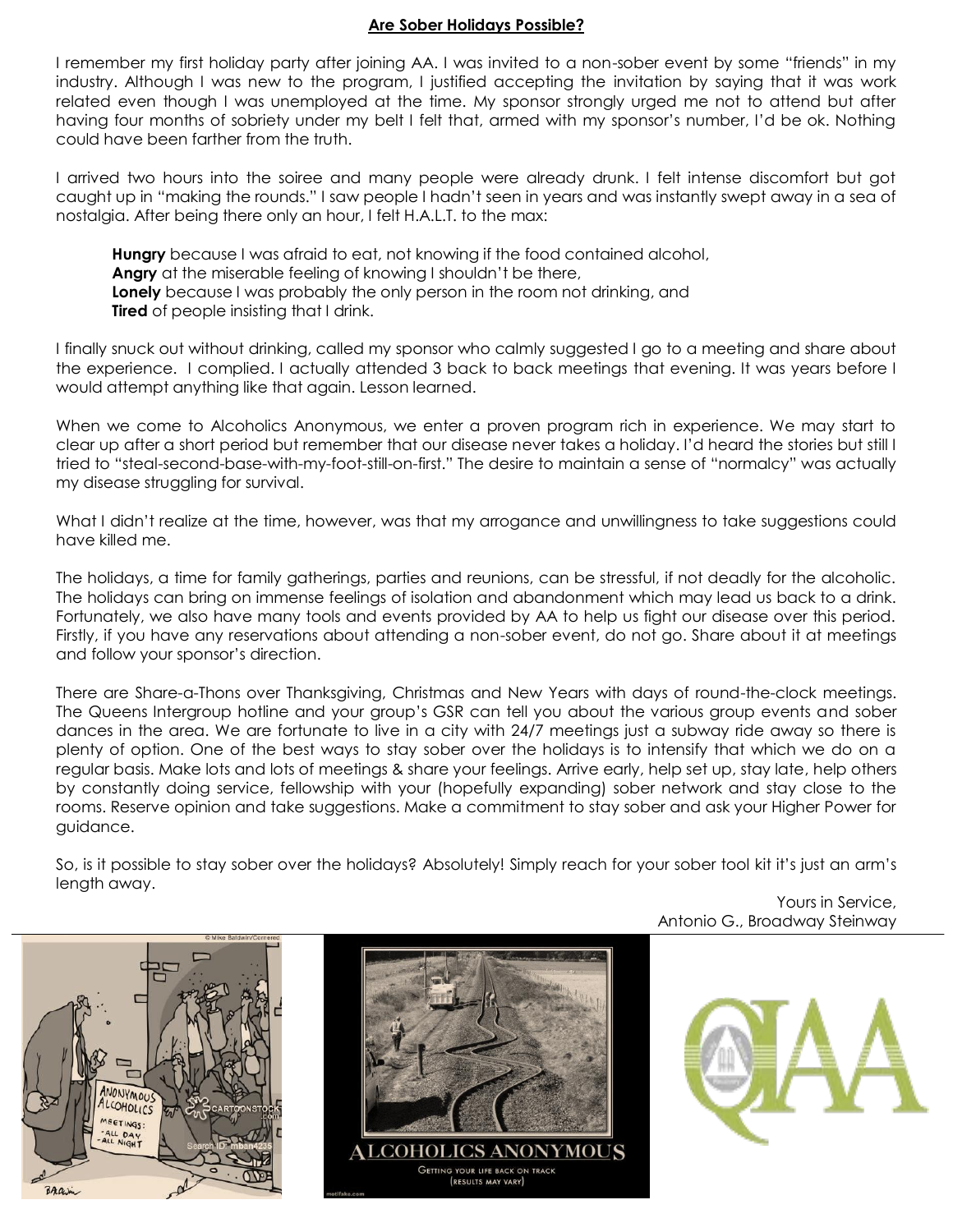## Are Sober Holidays Possible?

I remember my first holiday party after joining AA. I was invited to a non-sober event by some "friends" in my industry. Although I was new to the program, I justified accepting the invitation by saying that it was work related even though I was unemployed at the time. My sponsor strongly urged me not to attend but after having four months of sobriety under my belt I felt that, armed with my sponsor's number, I'd be ok. Nothing could have been farther from the truth.

I arrived two hours into the soiree and many people were already drunk. I felt intense discomfort but got caught up in "making the rounds." I saw people I hadn't seen in years and was instantly swept away in a sea of nostalgia. After being there only an hour, I felt H.A.L.T. to the max:

> **Hungry** because I was afraid to eat, not knowing if the food contained alcohol,
> **Angry** at the miserable feeling of knowing I shouldn't be there,
> **Lonely** because I was probably the only person in the room not drinking, and
> **Tired** of people insisting that I drink.

I finally snuck out without drinking, called my sponsor who calmly suggested I go to a meeting and share about the experience. I complied. I actually attended 3 back to back meetings that evening. It was years before I would attempt anything like that again. Lesson learned.

When we come to Alcoholics Anonymous, we enter a proven program rich in experience. We may start to clear up after a short period but remember that our disease never takes a holiday. I'd heard the stories but still I tried to "steal-second-base-with-my-foot-still-on-first." The desire to maintain a sense of "normalcy" was actually my disease struggling for survival.

What I didn't realize at the time, however, was that my arrogance and unwillingness to take suggestions could have killed me.

The holidays, a time for family gatherings, parties and reunions, can be stressful, if not deadly for the alcoholic. The holidays can bring on immense feelings of isolation and abandonment which may lead us back to a drink. Fortunately, we also have many tools and events provided by AA to help us fight our disease over this period. Firstly, if you have any reservations about attending a non-sober event, do not go. Share about it at meetings and follow your sponsor's direction.

There are Share-a-Thons over Thanksgiving, Christmas and New Years with days of round-the-clock meetings. The Queens Intergroup hotline and your group's GSR can tell you about the various group events and sober dances in the area. We are fortunate to live in a city with 24/7 meetings just a subway ride away so there is plenty of option. One of the best ways to stay sober over the holidays is to intensify that which we do on a regular basis. Make lots and lots of meetings & share your feelings. Arrive early, help set up, stay late, help others by constantly doing service, fellowship with your (hopefully expanding) sober network and stay close to the rooms. Reserve opinion and take suggestions. Make a commitment to stay sober and ask your Higher Power for guidance.

So, is it possible to stay sober over the holidays? Absolutely! Simply reach for your sober tool kit it's just an arm's length away.

Yours in Service,
Antonio G., Broadway Steinway